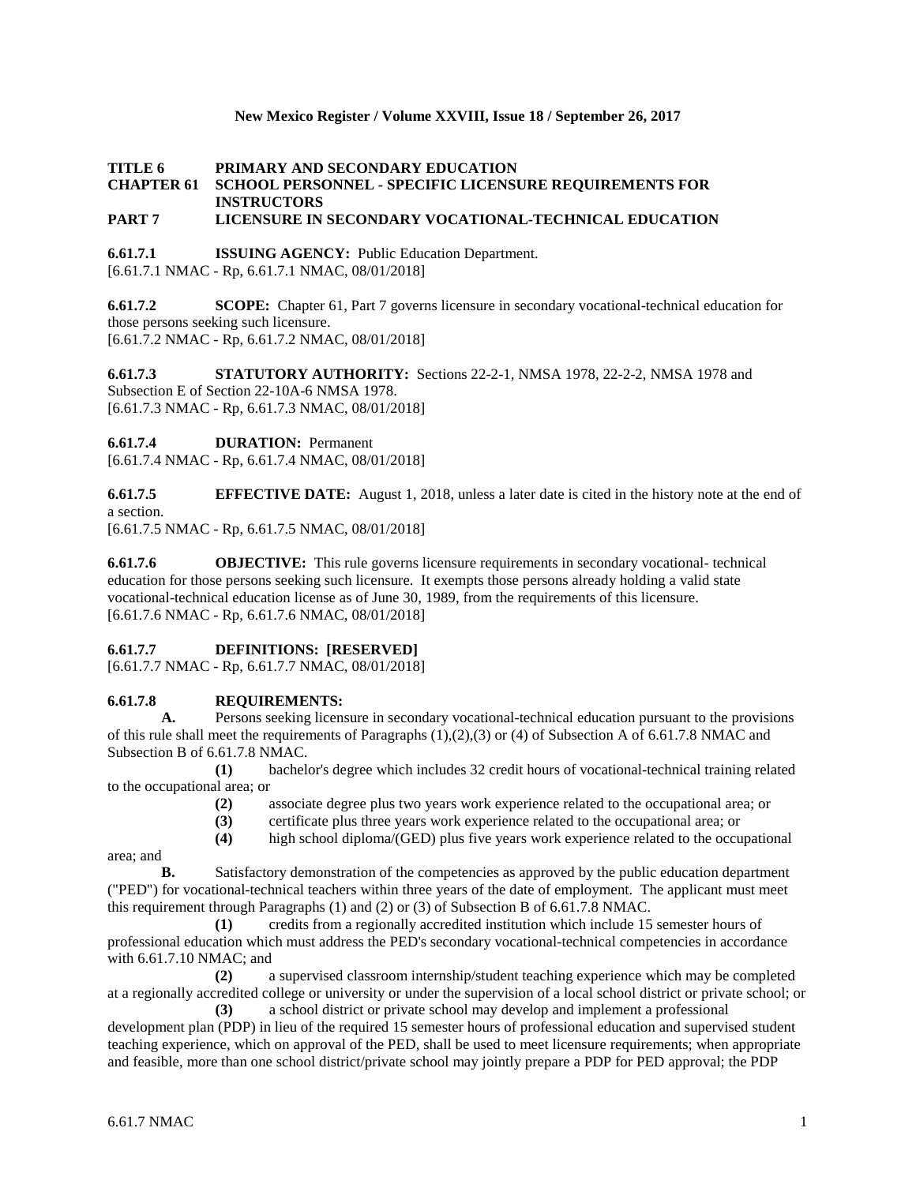**TITLE 6 PRIMARY AND SECONDARY EDUCATION**
**CHAPTER 61 SCHOOL PERSONNEL - SPECIFIC LICENSURE REQUIREMENTS FOR INSTRUCTORS**
**PART 7 LICENSURE IN SECONDARY VOCATIONAL-TECHNICAL EDUCATION**

**6.61.7.1 ISSUING AGENCY:** Public Education Department.
[6.61.7.1 NMAC - Rp, 6.61.7.1 NMAC, 08/01/2018]

**6.61.7.2 SCOPE:** Chapter 61, Part 7 governs licensure in secondary vocational-technical education for those persons seeking such licensure.
[6.61.7.2 NMAC - Rp, 6.61.7.2 NMAC, 08/01/2018]

**6.61.7.3 STATUTORY AUTHORITY:** Sections 22-2-1, NMSA 1978, 22-2-2, NMSA 1978 and Subsection E of Section 22-10A-6 NMSA 1978.
[6.61.7.3 NMAC - Rp, 6.61.7.3 NMAC, 08/01/2018]

**6.61.7.4 DURATION:** Permanent
[6.61.7.4 NMAC - Rp, 6.61.7.4 NMAC, 08/01/2018]

**6.61.7.5 EFFECTIVE DATE:** August 1, 2018, unless a later date is cited in the history note at the end of a section.
[6.61.7.5 NMAC - Rp, 6.61.7.5 NMAC, 08/01/2018]

**6.61.7.6 OBJECTIVE:** This rule governs licensure requirements in secondary vocational- technical education for those persons seeking such licensure. It exempts those persons already holding a valid state vocational-technical education license as of June 30, 1989, from the requirements of this licensure.
[6.61.7.6 NMAC - Rp, 6.61.7.6 NMAC, 08/01/2018]

**6.61.7.7 DEFINITIONS: [RESERVED]**
[6.61.7.7 NMAC - Rp, 6.61.7.7 NMAC, 08/01/2018]

**6.61.7.8 REQUIREMENTS:**

**A.** Persons seeking licensure in secondary vocational-technical education pursuant to the provisions of this rule shall meet the requirements of Paragraphs (1),(2),(3) or (4) of Subsection A of 6.61.7.8 NMAC and Subsection B of 6.61.7.8 NMAC.

**(1)** bachelor's degree which includes 32 credit hours of vocational-technical training related to the occupational area; or

**(2)** associate degree plus two years work experience related to the occupational area; or

**(3)** certificate plus three years work experience related to the occupational area; or

**(4)** high school diploma/(GED) plus five years work experience related to the occupational area; and

**B.** Satisfactory demonstration of the competencies as approved by the public education department ("PED") for vocational-technical teachers within three years of the date of employment. The applicant must meet this requirement through Paragraphs (1) and (2) or (3) of Subsection B of 6.61.7.8 NMAC.

**(1)** credits from a regionally accredited institution which include 15 semester hours of professional education which must address the PED's secondary vocational-technical competencies in accordance with 6.61.7.10 NMAC; and

**(2)** a supervised classroom internship/student teaching experience which may be completed at a regionally accredited college or university or under the supervision of a local school district or private school; or

**(3)** a school district or private school may develop and implement a professional development plan (PDP) in lieu of the required 15 semester hours of professional education and supervised student teaching experience, which on approval of the PED, shall be used to meet licensure requirements; when appropriate and feasible, more than one school district/private school may jointly prepare a PDP for PED approval; the PDP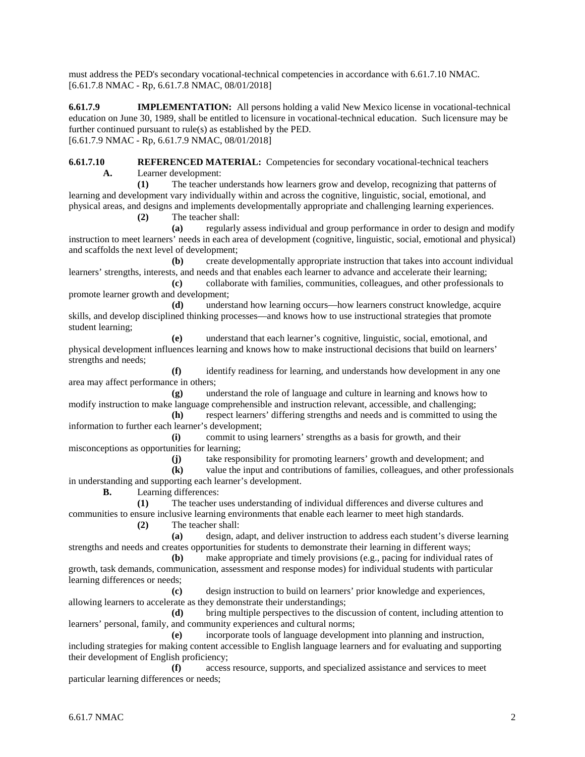must address the PED's secondary vocational-technical competencies in accordance with 6.61.7.10 NMAC.
[6.61.7.8 NMAC - Rp, 6.61.7.8 NMAC, 08/01/2018]

**6.61.7.9 IMPLEMENTATION:** All persons holding a valid New Mexico license in vocational-technical education on June 30, 1989, shall be entitled to licensure in vocational-technical education. Such licensure may be further continued pursuant to rule(s) as established by the PED.
[6.61.7.9 NMAC - Rp, 6.61.7.9 NMAC, 08/01/2018]

**6.61.7.10 REFERENCED MATERIAL:** Competencies for secondary vocational-technical teachers

**A.** Learner development:

**(1)** The teacher understands how learners grow and develop, recognizing that patterns of learning and development vary individually within and across the cognitive, linguistic, social, emotional, and physical areas, and designs and implements developmentally appropriate and challenging learning experiences.

**(2)** The teacher shall:

**(a)** regularly assess individual and group performance in order to design and modify instruction to meet learners' needs in each area of development (cognitive, linguistic, social, emotional and physical) and scaffolds the next level of development;

**(b)** create developmentally appropriate instruction that takes into account individual learners' strengths, interests, and needs and that enables each learner to advance and accelerate their learning;

**(c)** collaborate with families, communities, colleagues, and other professionals to promote learner growth and development;

**(d)** understand how learning occurs—how learners construct knowledge, acquire skills, and develop disciplined thinking processes—and knows how to use instructional strategies that promote student learning;

**(e)** understand that each learner's cognitive, linguistic, social, emotional, and physical development influences learning and knows how to make instructional decisions that build on learners' strengths and needs;

**(f)** identify readiness for learning, and understands how development in any one area may affect performance in others;

**(g)** understand the role of language and culture in learning and knows how to modify instruction to make language comprehensible and instruction relevant, accessible, and challenging;

**(h)** respect learners' differing strengths and needs and is committed to using the information to further each learner's development;

**(i)** commit to using learners' strengths as a basis for growth, and their misconceptions as opportunities for learning;

**(j)** take responsibility for promoting learners' growth and development; and

**(k)** value the input and contributions of families, colleagues, and other professionals in understanding and supporting each learner's development.

**B.** Learning differences:

**(1)** The teacher uses understanding of individual differences and diverse cultures and communities to ensure inclusive learning environments that enable each learner to meet high standards.

**(2)** The teacher shall:

**(a)** design, adapt, and deliver instruction to address each student's diverse learning strengths and needs and creates opportunities for students to demonstrate their learning in different ways;

**(b)** make appropriate and timely provisions (e.g., pacing for individual rates of growth, task demands, communication, assessment and response modes) for individual students with particular learning differences or needs;

**(c)** design instruction to build on learners' prior knowledge and experiences, allowing learners to accelerate as they demonstrate their understandings;

**(d)** bring multiple perspectives to the discussion of content, including attention to learners' personal, family, and community experiences and cultural norms;

**(e)** incorporate tools of language development into planning and instruction, including strategies for making content accessible to English language learners and for evaluating and supporting their development of English proficiency;

**(f)** access resource, supports, and specialized assistance and services to meet particular learning differences or needs;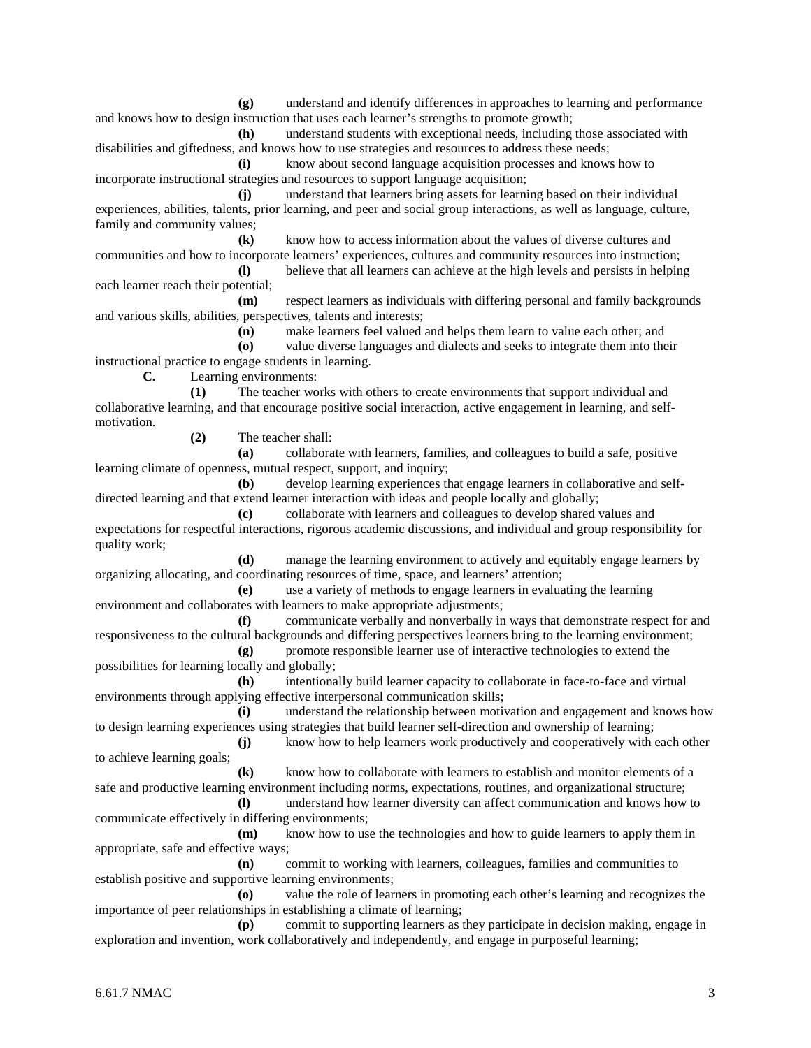**(g)** understand and identify differences in approaches to learning and performance and knows how to design instruction that uses each learner's strengths to promote growth;

**(h)** understand students with exceptional needs, including those associated with disabilities and giftedness, and knows how to use strategies and resources to address these needs;

**(i)** know about second language acquisition processes and knows how to incorporate instructional strategies and resources to support language acquisition;

**(j)** understand that learners bring assets for learning based on their individual experiences, abilities, talents, prior learning, and peer and social group interactions, as well as language, culture, family and community values;

**(k)** know how to access information about the values of diverse cultures and communities and how to incorporate learners' experiences, cultures and community resources into instruction;

**(l)** believe that all learners can achieve at the high levels and persists in helping each learner reach their potential;

**(m)** respect learners as individuals with differing personal and family backgrounds and various skills, abilities, perspectives, talents and interests;

**(n)** make learners feel valued and helps them learn to value each other; and

**(o)** value diverse languages and dialects and seeks to integrate them into their instructional practice to engage students in learning.

**C.** Learning environments:

**(1)** The teacher works with others to create environments that support individual and collaborative learning, and that encourage positive social interaction, active engagement in learning, and self-motivation.

**(2)** The teacher shall:

**(a)** collaborate with learners, families, and colleagues to build a safe, positive learning climate of openness, mutual respect, support, and inquiry;

**(b)** develop learning experiences that engage learners in collaborative and self-directed learning and that extend learner interaction with ideas and people locally and globally;

**(c)** collaborate with learners and colleagues to develop shared values and expectations for respectful interactions, rigorous academic discussions, and individual and group responsibility for quality work;

**(d)** manage the learning environment to actively and equitably engage learners by organizing allocating, and coordinating resources of time, space, and learners' attention;

**(e)** use a variety of methods to engage learners in evaluating the learning environment and collaborates with learners to make appropriate adjustments;

**(f)** communicate verbally and nonverbally in ways that demonstrate respect for and responsiveness to the cultural backgrounds and differing perspectives learners bring to the learning environment;

**(g)** promote responsible learner use of interactive technologies to extend the possibilities for learning locally and globally;

**(h)** intentionally build learner capacity to collaborate in face-to-face and virtual environments through applying effective interpersonal communication skills;

**(i)** understand the relationship between motivation and engagement and knows how to design learning experiences using strategies that build learner self-direction and ownership of learning;

**(j)** know how to help learners work productively and cooperatively with each other to achieve learning goals;

**(k)** know how to collaborate with learners to establish and monitor elements of a safe and productive learning environment including norms, expectations, routines, and organizational structure;

**(l)** understand how learner diversity can affect communication and knows how to communicate effectively in differing environments;

**(m)** know how to use the technologies and how to guide learners to apply them in appropriate, safe and effective ways;

**(n)** commit to working with learners, colleagues, families and communities to establish positive and supportive learning environments;

**(o)** value the role of learners in promoting each other's learning and recognizes the importance of peer relationships in establishing a climate of learning;

**(p)** commit to supporting learners as they participate in decision making, engage in exploration and invention, work collaboratively and independently, and engage in purposeful learning;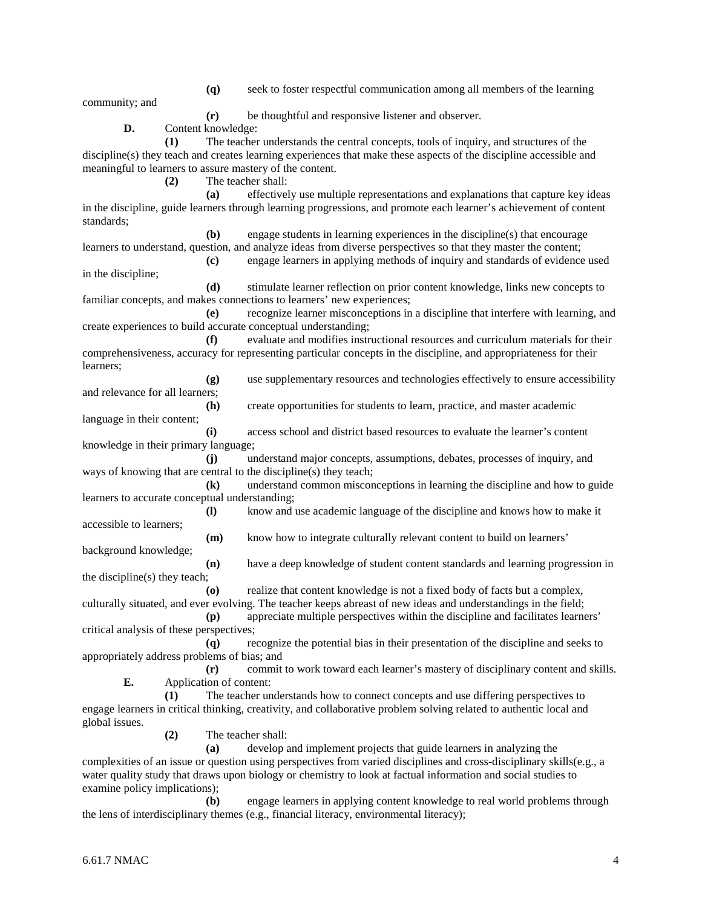**(q)** seek to foster respectful communication among all members of the learning community; and

**(r)** be thoughtful and responsive listener and observer.

**D.** Content knowledge:

**(1)** The teacher understands the central concepts, tools of inquiry, and structures of the discipline(s) they teach and creates learning experiences that make these aspects of the discipline accessible and meaningful to learners to assure mastery of the content.

**(2)** The teacher shall:

**(a)** effectively use multiple representations and explanations that capture key ideas in the discipline, guide learners through learning progressions, and promote each learner's achievement of content standards;

**(b)** engage students in learning experiences in the discipline(s) that encourage learners to understand, question, and analyze ideas from diverse perspectives so that they master the content;

**(c)** engage learners in applying methods of inquiry and standards of evidence used in the discipline;

**(d)** stimulate learner reflection on prior content knowledge, links new concepts to familiar concepts, and makes connections to learners' new experiences;

**(e)** recognize learner misconceptions in a discipline that interfere with learning, and create experiences to build accurate conceptual understanding;

**(f)** evaluate and modifies instructional resources and curriculum materials for their comprehensiveness, accuracy for representing particular concepts in the discipline, and appropriateness for their learners;

**(g)** use supplementary resources and technologies effectively to ensure accessibility and relevance for all learners;

**(h)** create opportunities for students to learn, practice, and master academic language in their content;

**(i)** access school and district based resources to evaluate the learner's content knowledge in their primary language;

**(j)** understand major concepts, assumptions, debates, processes of inquiry, and ways of knowing that are central to the discipline(s) they teach;

**(k)** understand common misconceptions in learning the discipline and how to guide learners to accurate conceptual understanding;

**(l)** know and use academic language of the discipline and knows how to make it accessible to learners;

**(m)** know how to integrate culturally relevant content to build on learners' background knowledge;

**(n)** have a deep knowledge of student content standards and learning progression in the discipline(s) they teach;

**(o)** realize that content knowledge is not a fixed body of facts but a complex, culturally situated, and ever evolving. The teacher keeps abreast of new ideas and understandings in the field;

**(p)** appreciate multiple perspectives within the discipline and facilitates learners' critical analysis of these perspectives;

**(q)** recognize the potential bias in their presentation of the discipline and seeks to appropriately address problems of bias; and

**(r)** commit to work toward each learner's mastery of disciplinary content and skills.

**E.** Application of content:

**(1)** The teacher understands how to connect concepts and use differing perspectives to engage learners in critical thinking, creativity, and collaborative problem solving related to authentic local and global issues.

**(2)** The teacher shall:

**(a)** develop and implement projects that guide learners in analyzing the complexities of an issue or question using perspectives from varied disciplines and cross-disciplinary skills(e.g., a water quality study that draws upon biology or chemistry to look at factual information and social studies to examine policy implications);

**(b)** engage learners in applying content knowledge to real world problems through the lens of interdisciplinary themes (e.g., financial literacy, environmental literacy);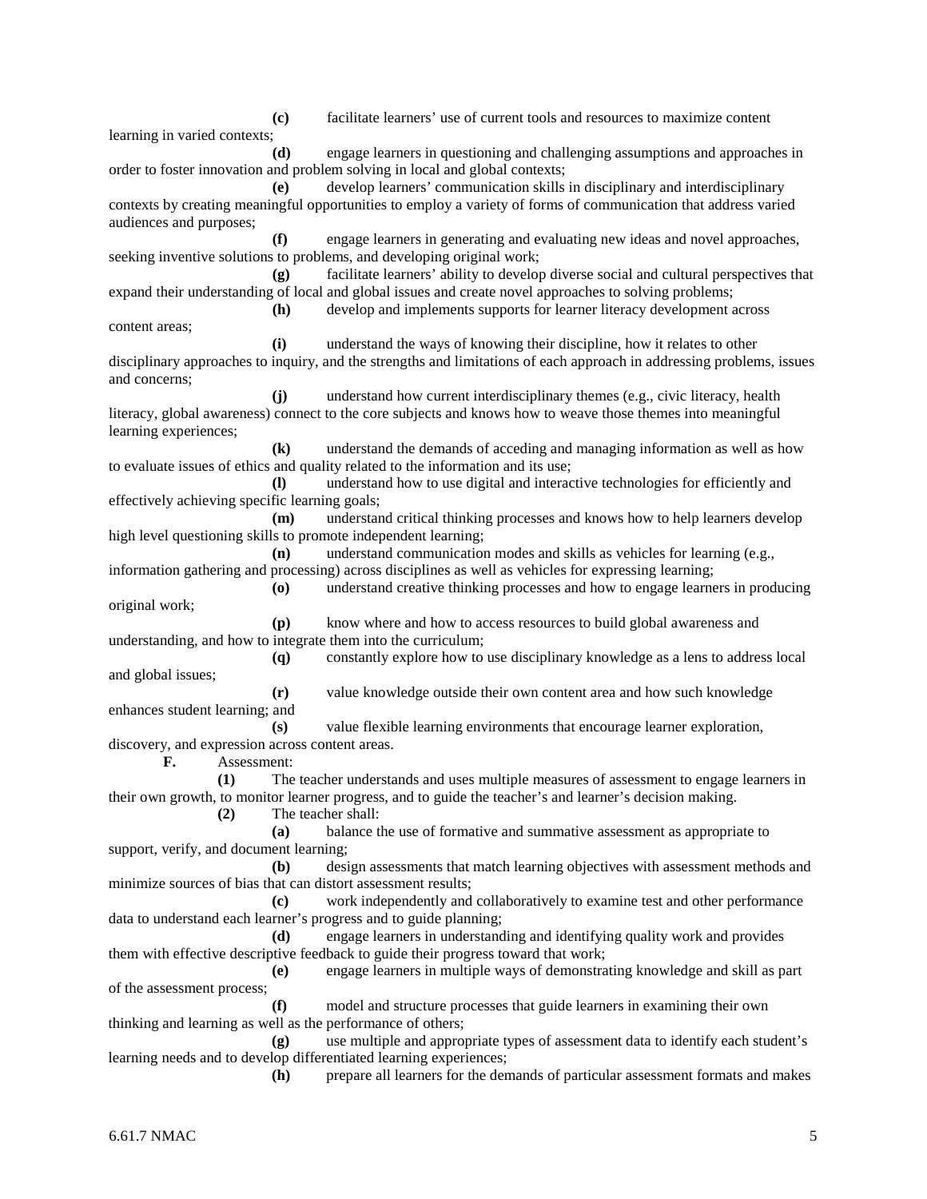**(c)** facilitate learners' use of current tools and resources to maximize content learning in varied contexts;

**(d)** engage learners in questioning and challenging assumptions and approaches in order to foster innovation and problem solving in local and global contexts;

**(e)** develop learners' communication skills in disciplinary and interdisciplinary contexts by creating meaningful opportunities to employ a variety of forms of communication that address varied audiences and purposes;

**(f)** engage learners in generating and evaluating new ideas and novel approaches, seeking inventive solutions to problems, and developing original work;

**(g)** facilitate learners' ability to develop diverse social and cultural perspectives that expand their understanding of local and global issues and create novel approaches to solving problems;

**(h)** develop and implements supports for learner literacy development across content areas;

**(i)** understand the ways of knowing their discipline, how it relates to other disciplinary approaches to inquiry, and the strengths and limitations of each approach in addressing problems, issues and concerns;

**(j)** understand how current interdisciplinary themes (e.g., civic literacy, health literacy, global awareness) connect to the core subjects and knows how to weave those themes into meaningful learning experiences;

**(k)** understand the demands of acceding and managing information as well as how to evaluate issues of ethics and quality related to the information and its use;

**(l)** understand how to use digital and interactive technologies for efficiently and effectively achieving specific learning goals;

**(m)** understand critical thinking processes and knows how to help learners develop high level questioning skills to promote independent learning;

**(n)** understand communication modes and skills as vehicles for learning (e.g., information gathering and processing) across disciplines as well as vehicles for expressing learning;

**(o)** understand creative thinking processes and how to engage learners in producing original work;

**(p)** know where and how to access resources to build global awareness and understanding, and how to integrate them into the curriculum;

**(q)** constantly explore how to use disciplinary knowledge as a lens to address local and global issues;

**(r)** value knowledge outside their own content area and how such knowledge enhances student learning; and

**(s)** value flexible learning environments that encourage learner exploration, discovery, and expression across content areas.

**F.** Assessment:

**(1)** The teacher understands and uses multiple measures of assessment to engage learners in their own growth, to monitor learner progress, and to guide the teacher's and learner's decision making.

**(2)** The teacher shall:

**(a)** balance the use of formative and summative assessment as appropriate to support, verify, and document learning;

**(b)** design assessments that match learning objectives with assessment methods and minimize sources of bias that can distort assessment results;

**(c)** work independently and collaboratively to examine test and other performance data to understand each learner's progress and to guide planning;

**(d)** engage learners in understanding and identifying quality work and provides them with effective descriptive feedback to guide their progress toward that work;

**(e)** engage learners in multiple ways of demonstrating knowledge and skill as part of the assessment process;

**(f)** model and structure processes that guide learners in examining their own thinking and learning as well as the performance of others;

**(g)** use multiple and appropriate types of assessment data to identify each student's learning needs and to develop differentiated learning experiences;

**(h)** prepare all learners for the demands of particular assessment formats and makes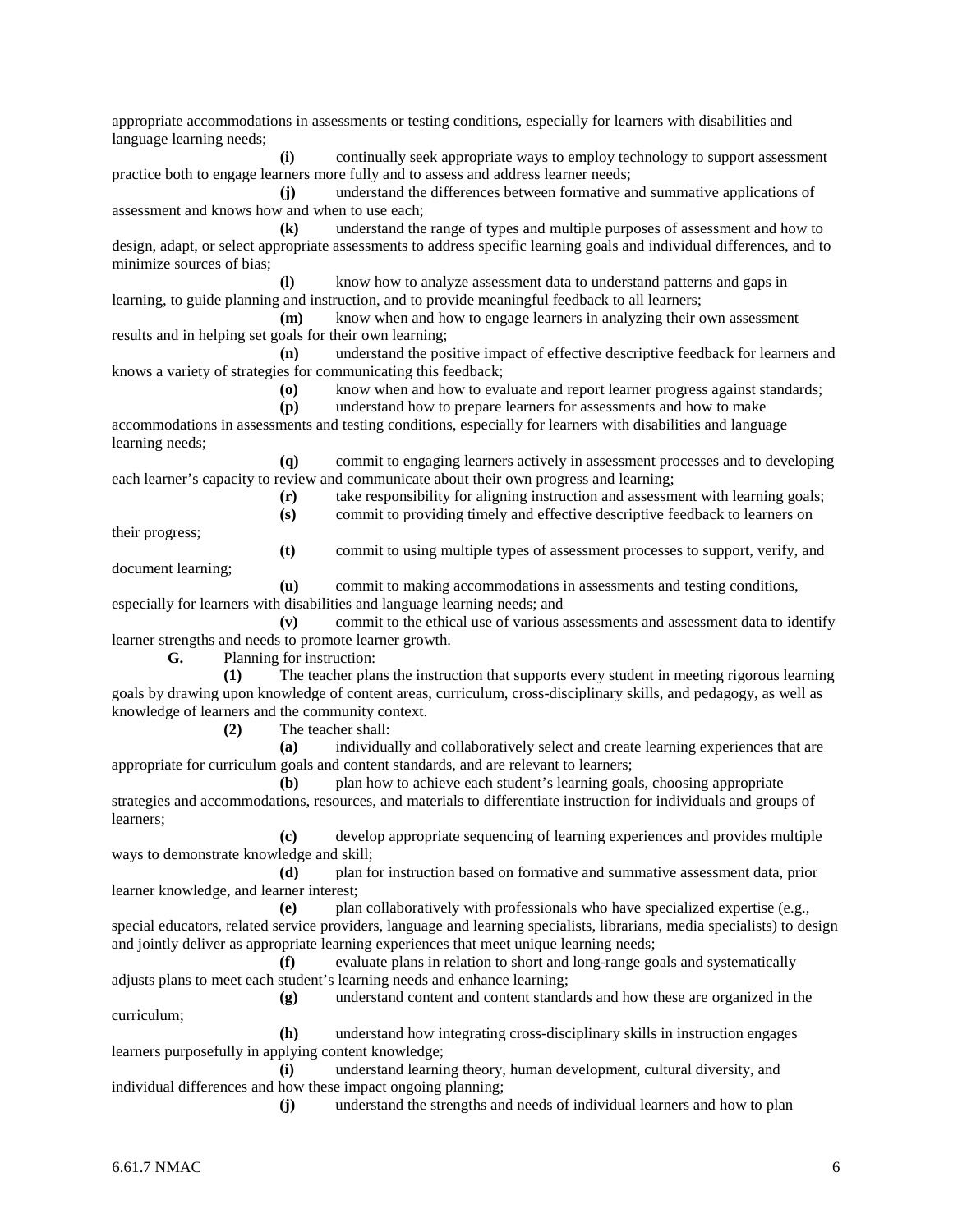appropriate accommodations in assessments or testing conditions, especially for learners with disabilities and language learning needs;

**(i)** continually seek appropriate ways to employ technology to support assessment practice both to engage learners more fully and to assess and address learner needs;

**(j)** understand the differences between formative and summative applications of assessment and knows how and when to use each;

**(k)** understand the range of types and multiple purposes of assessment and how to design, adapt, or select appropriate assessments to address specific learning goals and individual differences, and to minimize sources of bias;

**(l)** know how to analyze assessment data to understand patterns and gaps in learning, to guide planning and instruction, and to provide meaningful feedback to all learners;

**(m)** know when and how to engage learners in analyzing their own assessment results and in helping set goals for their own learning;

**(n)** understand the positive impact of effective descriptive feedback for learners and knows a variety of strategies for communicating this feedback;

**(o)** know when and how to evaluate and report learner progress against standards;

**(p)** understand how to prepare learners for assessments and how to make accommodations in assessments and testing conditions, especially for learners with disabilities and language learning needs;

**(q)** commit to engaging learners actively in assessment processes and to developing each learner's capacity to review and communicate about their own progress and learning;

**(r)** take responsibility for aligning instruction and assessment with learning goals;

**(s)** commit to providing timely and effective descriptive feedback to learners on their progress;

**(t)** commit to using multiple types of assessment processes to support, verify, and document learning;

**(u)** commit to making accommodations in assessments and testing conditions, especially for learners with disabilities and language learning needs; and

**(v)** commit to the ethical use of various assessments and assessment data to identify learner strengths and needs to promote learner growth.

**G.** Planning for instruction:

**(1)** The teacher plans the instruction that supports every student in meeting rigorous learning goals by drawing upon knowledge of content areas, curriculum, cross-disciplinary skills, and pedagogy, as well as knowledge of learners and the community context.

**(2)** The teacher shall:

**(a)** individually and collaboratively select and create learning experiences that are appropriate for curriculum goals and content standards, and are relevant to learners;

**(b)** plan how to achieve each student's learning goals, choosing appropriate strategies and accommodations, resources, and materials to differentiate instruction for individuals and groups of learners;

**(c)** develop appropriate sequencing of learning experiences and provides multiple ways to demonstrate knowledge and skill;

**(d)** plan for instruction based on formative and summative assessment data, prior learner knowledge, and learner interest;

**(e)** plan collaboratively with professionals who have specialized expertise (e.g., special educators, related service providers, language and learning specialists, librarians, media specialists) to design and jointly deliver as appropriate learning experiences that meet unique learning needs;

**(f)** evaluate plans in relation to short and long-range goals and systematically adjusts plans to meet each student's learning needs and enhance learning;

**(g)** understand content and content standards and how these are organized in the curriculum;

**(h)** understand how integrating cross-disciplinary skills in instruction engages learners purposefully in applying content knowledge;

**(i)** understand learning theory, human development, cultural diversity, and individual differences and how these impact ongoing planning;

**(j)** understand the strengths and needs of individual learners and how to plan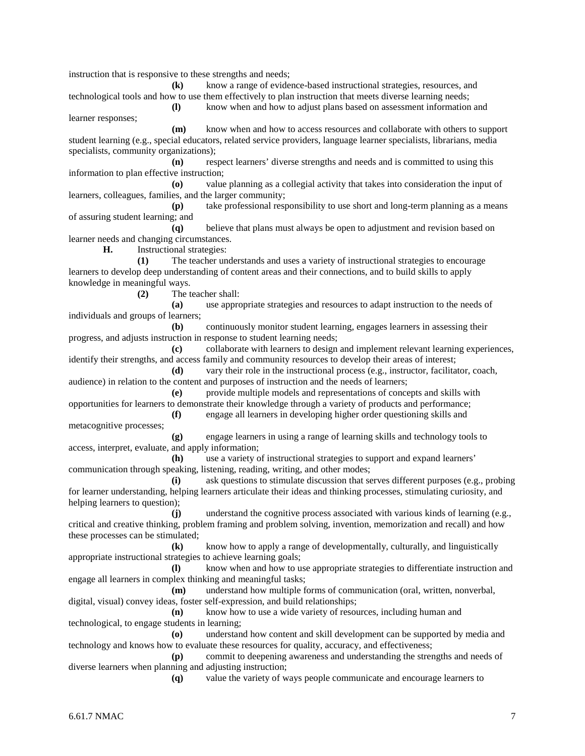instruction that is responsive to these strengths and needs;

**(k)** know a range of evidence-based instructional strategies, resources, and technological tools and how to use them effectively to plan instruction that meets diverse learning needs;

**(l)** know when and how to adjust plans based on assessment information and learner responses;

**(m)** know when and how to access resources and collaborate with others to support student learning (e.g., special educators, related service providers, language learner specialists, librarians, media specialists, community organizations);

**(n)** respect learners' diverse strengths and needs and is committed to using this information to plan effective instruction;

**(o)** value planning as a collegial activity that takes into consideration the input of learners, colleagues, families, and the larger community;

**(p)** take professional responsibility to use short and long-term planning as a means of assuring student learning; and

**(q)** believe that plans must always be open to adjustment and revision based on learner needs and changing circumstances.

**H.** Instructional strategies:

**(1)** The teacher understands and uses a variety of instructional strategies to encourage learners to develop deep understanding of content areas and their connections, and to build skills to apply knowledge in meaningful ways.

**(2)** The teacher shall:

**(a)** use appropriate strategies and resources to adapt instruction to the needs of individuals and groups of learners;

**(b)** continuously monitor student learning, engages learners in assessing their progress, and adjusts instruction in response to student learning needs;

**(c)** collaborate with learners to design and implement relevant learning experiences, identify their strengths, and access family and community resources to develop their areas of interest;

**(d)** vary their role in the instructional process (e.g., instructor, facilitator, coach, audience) in relation to the content and purposes of instruction and the needs of learners;

**(e)** provide multiple models and representations of concepts and skills with opportunities for learners to demonstrate their knowledge through a variety of products and performance;

**(f)** engage all learners in developing higher order questioning skills and metacognitive processes;

**(g)** engage learners in using a range of learning skills and technology tools to access, interpret, evaluate, and apply information;

**(h)** use a variety of instructional strategies to support and expand learners' communication through speaking, listening, reading, writing, and other modes;

**(i)** ask questions to stimulate discussion that serves different purposes (e.g., probing for learner understanding, helping learners articulate their ideas and thinking processes, stimulating curiosity, and helping learners to question);

**(j)** understand the cognitive process associated with various kinds of learning (e.g., critical and creative thinking, problem framing and problem solving, invention, memorization and recall) and how these processes can be stimulated;

**(k)** know how to apply a range of developmentally, culturally, and linguistically appropriate instructional strategies to achieve learning goals;

**(l)** know when and how to use appropriate strategies to differentiate instruction and engage all learners in complex thinking and meaningful tasks;

**(m)** understand how multiple forms of communication (oral, written, nonverbal, digital, visual) convey ideas, foster self-expression, and build relationships;

**(n)** know how to use a wide variety of resources, including human and technological, to engage students in learning;

**(o)** understand how content and skill development can be supported by media and technology and knows how to evaluate these resources for quality, accuracy, and effectiveness;

**(p)** commit to deepening awareness and understanding the strengths and needs of diverse learners when planning and adjusting instruction;

**(q)** value the variety of ways people communicate and encourage learners to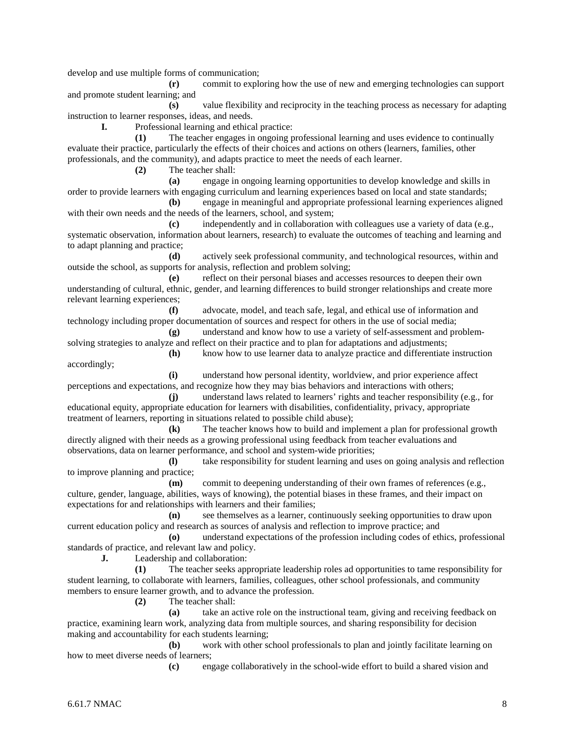develop and use multiple forms of communication;

**(r)** commit to exploring how the use of new and emerging technologies can support and promote student learning; and

**(s)** value flexibility and reciprocity in the teaching process as necessary for adapting instruction to learner responses, ideas, and needs.

**I.** Professional learning and ethical practice:

**(1)** The teacher engages in ongoing professional learning and uses evidence to continually evaluate their practice, particularly the effects of their choices and actions on others (learners, families, other professionals, and the community), and adapts practice to meet the needs of each learner.

**(2)** The teacher shall:

**(a)** engage in ongoing learning opportunities to develop knowledge and skills in order to provide learners with engaging curriculum and learning experiences based on local and state standards;

**(b)** engage in meaningful and appropriate professional learning experiences aligned with their own needs and the needs of the learners, school, and system;

**(c)** independently and in collaboration with colleagues use a variety of data (e.g., systematic observation, information about learners, research) to evaluate the outcomes of teaching and learning and to adapt planning and practice;

**(d)** actively seek professional community, and technological resources, within and outside the school, as supports for analysis, reflection and problem solving;

**(e)** reflect on their personal biases and accesses resources to deepen their own understanding of cultural, ethnic, gender, and learning differences to build stronger relationships and create more relevant learning experiences;

**(f)** advocate, model, and teach safe, legal, and ethical use of information and technology including proper documentation of sources and respect for others in the use of social media;

**(g)** understand and know how to use a variety of self-assessment and problem-solving strategies to analyze and reflect on their practice and to plan for adaptations and adjustments;

**(h)** know how to use learner data to analyze practice and differentiate instruction accordingly;

**(i)** understand how personal identity, worldview, and prior experience affect perceptions and expectations, and recognize how they may bias behaviors and interactions with others;

**(j)** understand laws related to learners' rights and teacher responsibility (e.g., for educational equity, appropriate education for learners with disabilities, confidentiality, privacy, appropriate treatment of learners, reporting in situations related to possible child abuse);

**(k)** The teacher knows how to build and implement a plan for professional growth directly aligned with their needs as a growing professional using feedback from teacher evaluations and observations, data on learner performance, and school and system-wide priorities;

**(l)** take responsibility for student learning and uses on going analysis and reflection to improve planning and practice;

**(m)** commit to deepening understanding of their own frames of references (e.g., culture, gender, language, abilities, ways of knowing), the potential biases in these frames, and their impact on expectations for and relationships with learners and their families;

**(n)** see themselves as a learner, continuously seeking opportunities to draw upon current education policy and research as sources of analysis and reflection to improve practice; and

**(o)** understand expectations of the profession including codes of ethics, professional standards of practice, and relevant law and policy.

**J.** Leadership and collaboration:

**(1)** The teacher seeks appropriate leadership roles ad opportunities to tame responsibility for student learning, to collaborate with learners, families, colleagues, other school professionals, and community members to ensure learner growth, and to advance the profession.

**(2)** The teacher shall:

**(a)** take an active role on the instructional team, giving and receiving feedback on practice, examining learn work, analyzing data from multiple sources, and sharing responsibility for decision making and accountability for each students learning;

**(b)** work with other school professionals to plan and jointly facilitate learning on how to meet diverse needs of learners;

**(c)** engage collaboratively in the school-wide effort to build a shared vision and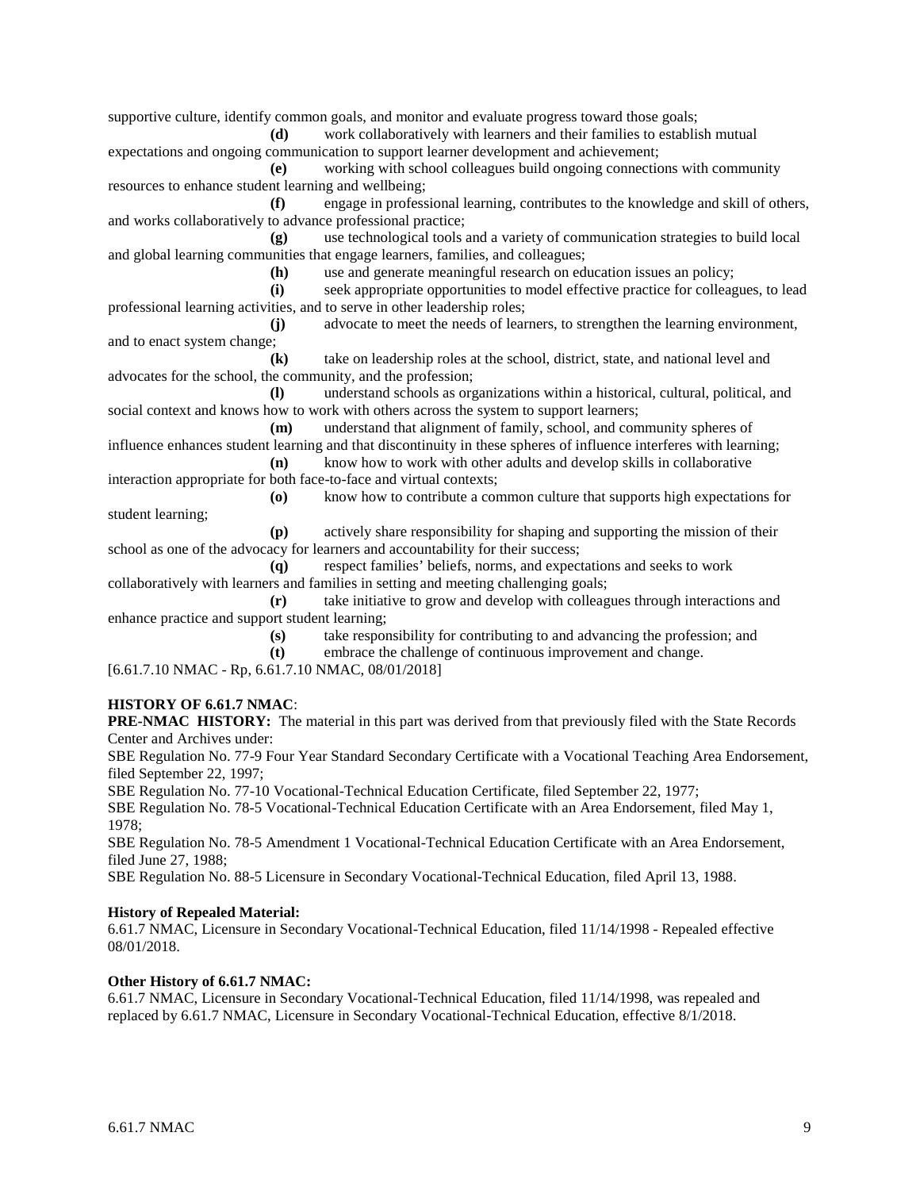supportive culture, identify common goals, and monitor and evaluate progress toward those goals;

**(d)** work collaboratively with learners and their families to establish mutual expectations and ongoing communication to support learner development and achievement;

**(e)** working with school colleagues build ongoing connections with community resources to enhance student learning and wellbeing;

**(f)** engage in professional learning, contributes to the knowledge and skill of others, and works collaboratively to advance professional practice;

**(g)** use technological tools and a variety of communication strategies to build local and global learning communities that engage learners, families, and colleagues;

**(h)** use and generate meaningful research on education issues an policy;

**(i)** seek appropriate opportunities to model effective practice for colleagues, to lead professional learning activities, and to serve in other leadership roles;

**(j)** advocate to meet the needs of learners, to strengthen the learning environment, and to enact system change;

**(k)** take on leadership roles at the school, district, state, and national level and advocates for the school, the community, and the profession;

**(l)** understand schools as organizations within a historical, cultural, political, and social context and knows how to work with others across the system to support learners;

**(m)** understand that alignment of family, school, and community spheres of influence enhances student learning and that discontinuity in these spheres of influence interferes with learning;

**(n)** know how to work with other adults and develop skills in collaborative interaction appropriate for both face-to-face and virtual contexts;

**(o)** know how to contribute a common culture that supports high expectations for student learning;

**(p)** actively share responsibility for shaping and supporting the mission of their school as one of the advocacy for learners and accountability for their success;

**(q)** respect families' beliefs, norms, and expectations and seeks to work collaboratively with learners and families in setting and meeting challenging goals;

**(r)** take initiative to grow and develop with colleagues through interactions and enhance practice and support student learning;

**(s)** take responsibility for contributing to and advancing the profession; and

**(t)** embrace the challenge of continuous improvement and change.

[6.61.7.10 NMAC - Rp, 6.61.7.10 NMAC, 08/01/2018]

**HISTORY OF 6.61.7 NMAC**:

**PRE-NMAC HISTORY:** The material in this part was derived from that previously filed with the State Records Center and Archives under:

SBE Regulation No. 77-9 Four Year Standard Secondary Certificate with a Vocational Teaching Area Endorsement, filed September 22, 1997;

SBE Regulation No. 77-10 Vocational-Technical Education Certificate, filed September 22, 1977;

SBE Regulation No. 78-5 Vocational-Technical Education Certificate with an Area Endorsement, filed May 1, 1978;

SBE Regulation No. 78-5 Amendment 1 Vocational-Technical Education Certificate with an Area Endorsement, filed June 27, 1988;

SBE Regulation No. 88-5 Licensure in Secondary Vocational-Technical Education, filed April 13, 1988.

**History of Repealed Material:**

6.61.7 NMAC, Licensure in Secondary Vocational-Technical Education, filed 11/14/1998 - Repealed effective 08/01/2018.

**Other History of 6.61.7 NMAC:**

6.61.7 NMAC, Licensure in Secondary Vocational-Technical Education, filed 11/14/1998, was repealed and replaced by 6.61.7 NMAC, Licensure in Secondary Vocational-Technical Education, effective 8/1/2018.